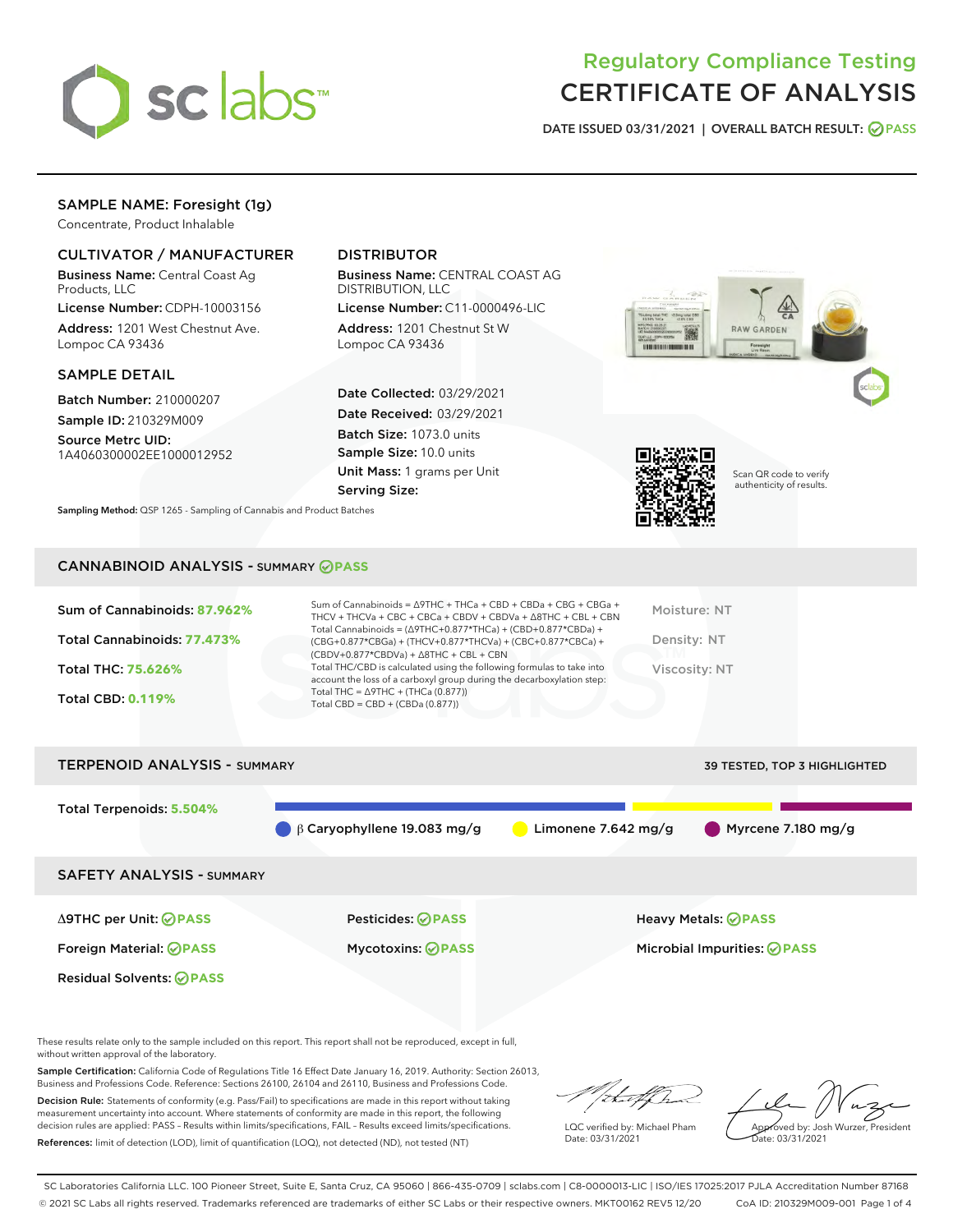# Regulatory Compliance Testing
# CERTIFICATE OF ANALYSIS

DATE ISSUED 03/31/2021 | OVERALL BATCH RESULT: PASS

## SAMPLE NAME: Foresight (1g)

Concentrate, Product Inhalable

### CULTIVATOR / MANUFACTURER

**Business Name:** Central Coast Ag Products, LLC

**License Number:** CDPH-10003156

**Address:** 1201 West Chestnut Ave. Lompoc CA 93436

### DISTRIBUTOR

**Business Name:** CENTRAL COAST AG DISTRIBUTION, LLC

**License Number:** C11-0000496-LIC

**Address:** 1201 Chestnut St W Lompoc CA 93436

### SAMPLE DETAIL

**Batch Number:** 210000207

**Sample ID:** 210329M009

**Source Metrc UID:** 1A4060300002EE1000012952

**Date Collected:** 03/29/2021

**Date Received:** 03/29/2021

**Batch Size:** 1073.0 units

**Sample Size:** 10.0 units

**Unit Mass:** 1 grams per Unit

**Serving Size:**

Scan QR code to verify authenticity of results.

**Sampling Method:** QSP 1265 - Sampling of Cannabis and Product Batches

## CANNABINOID ANALYSIS - SUMMARY PASS

Sum of Cannabinoids: **87.962%**

Total Cannabinoids: **77.473%**

Total THC: **75.626%**

Total CBD: **0.119%**

Sum of Cannabinoids = Δ9THC + THCa + CBD + CBDa + CBG + CBGa + THCV + THCVa + CBC + CBCa + CBDV + CBDVa + Δ8THC + CBL + CBN
Total Cannabinoids = (Δ9THC+0.877*THCa) + (CBD+0.877*CBDa) + (CBG+0.877*CBGa) + (THCV+0.877*THCVa) + (CBC+0.877*CBCa) + (CBDV+0.877*CBDVa) + Δ8THC + CBL + CBN
Total THC/CBD is calculated using the following formulas to take into account the loss of a carboxyl group during the decarboxylation step:
Total THC = Δ9THC + (THCa (0.877))
Total CBD = CBD + (CBDa (0.877))

Moisture: NT

Density: NT

Viscosity: NT

## TERPENOID ANALYSIS - SUMMARY

39 TESTED, TOP 3 HIGHLIGHTED

Total Terpenoids: **5.504%**

β Caryophyllene 19.083 mg/g | Limonene 7.642 mg/g | Myrcene 7.180 mg/g

## SAFETY ANALYSIS - SUMMARY

| | | |
|---|---|---|
| Δ9THC per Unit: PASS | Pesticides: PASS | Heavy Metals: PASS |
| Foreign Material: PASS | Mycotoxins: PASS | Microbial Impurities: PASS |
| Residual Solvents: PASS | | |

These results relate only to the sample included on this report. This report shall not be reproduced, except in full, without written approval of the laboratory.

**Sample Certification:** California Code of Regulations Title 16 Effect Date January 16, 2019. Authority: Section 26013, Business and Professions Code. Reference: Sections 26100, 26104 and 26110, Business and Professions Code.

**Decision Rule:** Statements of conformity (e.g. Pass/Fail) to specifications are made in this report without taking measurement uncertainty into account. Where statements of conformity are made in this report, the following decision rules are applied: PASS – Results within limits/specifications, FAIL – Results exceed limits/specifications.

**References:** limit of detection (LOD), limit of quantification (LOQ), not detected (ND), not tested (NT)

LQC verified by: Michael Pham
Date: 03/31/2021

Approved by: Josh Wurzer, President
Date: 03/31/2021

SC Laboratories California LLC. 100 Pioneer Street, Suite E, Santa Cruz, CA 95060 | 866-435-0709 | sclabs.com | C8-0000013-LIC | ISO/IES 17025:2017 PJLA Accreditation Number 87168
© 2021 SC Labs all rights reserved. Trademarks referenced are trademarks of either SC Labs or their respective owners. MKT00162 REV5 12/20 CoA ID: 210329M009-001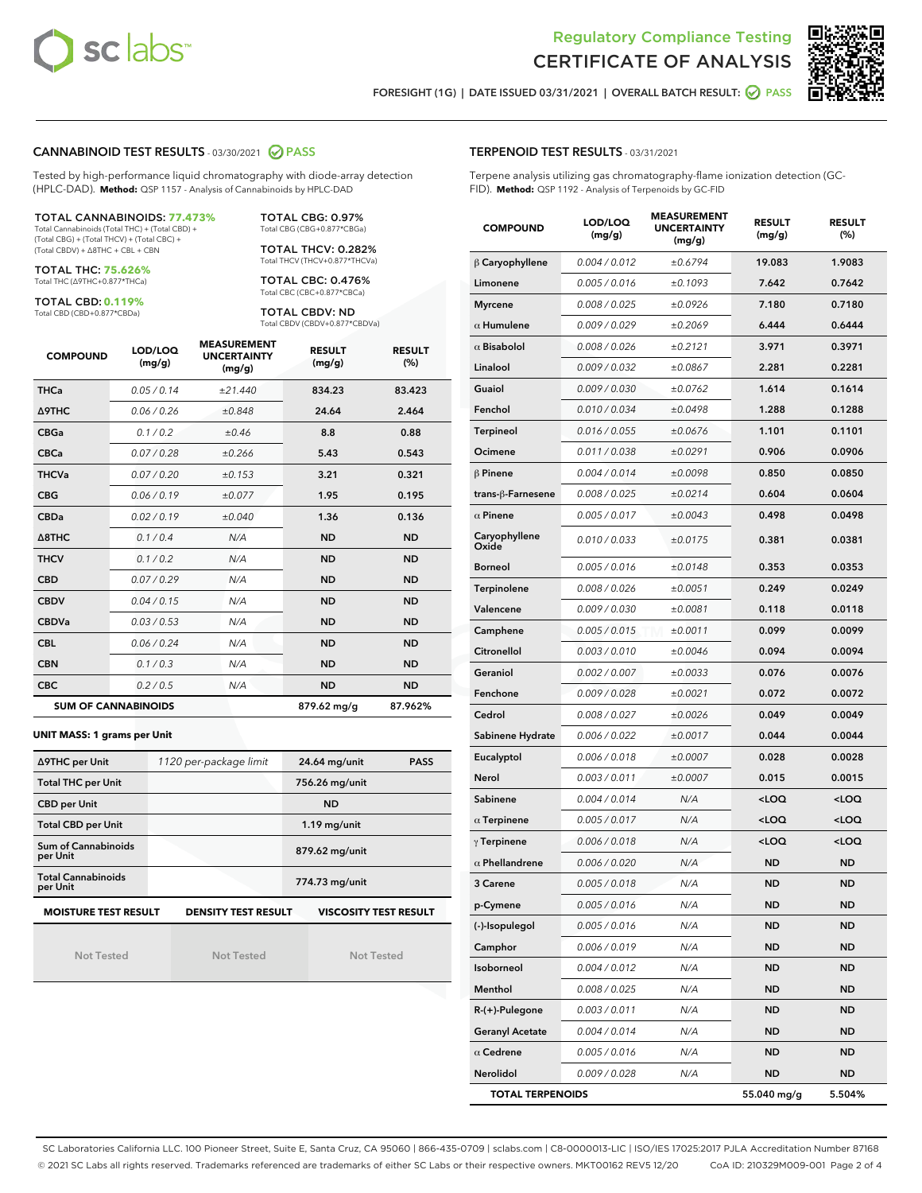Regulatory Compliance Testing
# CERTIFICATE OF ANALYSIS

FORESIGHT (1G) | DATE ISSUED 03/31/2021 | OVERALL BATCH RESULT: PASS

## CANNABINOID TEST RESULTS - 03/30/2021 PASS

Tested by high-performance liquid chromatography with diode-array detection (HPLC-DAD). **Method:** QSP 1157 - Analysis of Cannabinoids by HPLC-DAD

**TOTAL CANNABINOIDS: 77.473%**
Total Cannabinoids (Total THC) + (Total CBD) + (Total CBG) + (Total THCV) + (Total CBC) + (Total CBDV) + ∆8THC + CBL + CBN

**TOTAL THC: 75.626%**
Total THC (∆9THC+0.877*THCa)

**TOTAL CBD: 0.119%**
Total CBD (CBD+0.877*CBDa)

**TOTAL CBG: 0.97%**
Total CBG (CBG+0.877*CBGa)

**TOTAL THCV: 0.282%**
Total THCV (THCV+0.877*THCVa)

**TOTAL CBC: 0.476%**
Total CBC (CBC+0.877*CBCa)

**TOTAL CBDV: ND**
Total CBDV (CBDV+0.877*CBDVa)

| COMPOUND | LOD/LOQ (mg/g) | MEASUREMENT UNCERTAINTY (mg/g) | RESULT (mg/g) | RESULT (%) |
|---|---|---|---|---|
| THCa | 0.05 / 0.14 | ±21.440 | 834.23 | 83.423 |
| ∆9THC | 0.06 / 0.26 | ±0.848 | 24.64 | 2.464 |
| CBGa | 0.1 / 0.2 | ±0.46 | 8.8 | 0.88 |
| CBCa | 0.07 / 0.28 | ±0.266 | 5.43 | 0.543 |
| THCVa | 0.07 / 0.20 | ±0.153 | 3.21 | 0.321 |
| CBG | 0.06 / 0.19 | ±0.077 | 1.95 | 0.195 |
| CBDa | 0.02 / 0.19 | ±0.040 | 1.36 | 0.136 |
| ∆8THC | 0.1 / 0.4 | N/A | ND | ND |
| THCV | 0.1 / 0.2 | N/A | ND | ND |
| CBD | 0.07 / 0.29 | N/A | ND | ND |
| CBDV | 0.04 / 0.15 | N/A | ND | ND |
| CBDVa | 0.03 / 0.53 | N/A | ND | ND |
| CBL | 0.06 / 0.24 | N/A | ND | ND |
| CBN | 0.1 / 0.3 | N/A | ND | ND |
| CBC | 0.2 / 0.5 | N/A | ND | ND |
| **SUM OF CANNABINOIDS** | | | 879.62 mg/g | 87.962% |

**UNIT MASS: 1 grams per Unit**

| | | | |
|---|---|---|---|
| ∆9THC per Unit | 1120 per-package limit | 24.64 mg/unit | PASS |
| Total THC per Unit | | 756.26 mg/unit | |
| CBD per Unit | | ND | |
| Total CBD per Unit | | 1.19 mg/unit | |
| Sum of Cannabinoids per Unit | | 879.62 mg/unit | |
| Total Cannabinoids per Unit | | 774.73 mg/unit | |

| MOISTURE TEST RESULT | DENSITY TEST RESULT | VISCOSITY TEST RESULT |
|---|---|---|
| Not Tested | Not Tested | Not Tested |

## TERPENOID TEST RESULTS - 03/31/2021

Terpene analysis utilizing gas chromatography-flame ionization detection (GC-FID). **Method:** QSP 1192 - Analysis of Terpenoids by GC-FID

| COMPOUND | LOD/LOQ (mg/g) | MEASUREMENT UNCERTAINTY (mg/g) | RESULT (mg/g) | RESULT (%) |
|---|---|---|---|---|
| β Caryophyllene | 0.004 / 0.012 | ±0.6794 | 19.083 | 1.9083 |
| Limonene | 0.005 / 0.016 | ±0.1093 | 7.642 | 0.7642 |
| Myrcene | 0.008 / 0.025 | ±0.0926 | 7.180 | 0.7180 |
| α Humulene | 0.009 / 0.029 | ±0.2069 | 6.444 | 0.6444 |
| α Bisabolol | 0.008 / 0.026 | ±0.2121 | 3.971 | 0.3971 |
| Linalool | 0.009 / 0.032 | ±0.0867 | 2.281 | 0.2281 |
| Guaiol | 0.009 / 0.030 | ±0.0762 | 1.614 | 0.1614 |
| Fenchol | 0.010 / 0.034 | ±0.0498 | 1.288 | 0.1288 |
| Terpineol | 0.016 / 0.055 | ±0.0676 | 1.101 | 0.1101 |
| Ocimene | 0.011 / 0.038 | ±0.0291 | 0.906 | 0.0906 |
| β Pinene | 0.004 / 0.014 | ±0.0098 | 0.850 | 0.0850 |
| trans-β-Farnesene | 0.008 / 0.025 | ±0.0214 | 0.604 | 0.0604 |
| α Pinene | 0.005 / 0.017 | ±0.0043 | 0.498 | 0.0498 |
| Caryophyllene Oxide | 0.010 / 0.033 | ±0.0175 | 0.381 | 0.0381 |
| Borneol | 0.005 / 0.016 | ±0.0148 | 0.353 | 0.0353 |
| Terpinolene | 0.008 / 0.026 | ±0.0051 | 0.249 | 0.0249 |
| Valencene | 0.009 / 0.030 | ±0.0081 | 0.118 | 0.0118 |
| Camphene | 0.005 / 0.015 | ±0.0011 | 0.099 | 0.0099 |
| Citronellol | 0.003 / 0.010 | ±0.0046 | 0.094 | 0.0094 |
| Geraniol | 0.002 / 0.007 | ±0.0033 | 0.076 | 0.0076 |
| Fenchone | 0.009 / 0.028 | ±0.0021 | 0.072 | 0.0072 |
| Cedrol | 0.008 / 0.027 | ±0.0026 | 0.049 | 0.0049 |
| Sabinene Hydrate | 0.006 / 0.022 | ±0.0017 | 0.044 | 0.0044 |
| Eucalyptol | 0.006 / 0.018 | ±0.0007 | 0.028 | 0.0028 |
| Nerol | 0.003 / 0.011 | ±0.0007 | 0.015 | 0.0015 |
| Sabinene | 0.004 / 0.014 | N/A | <LOQ | <LOQ |
| α Terpinene | 0.005 / 0.017 | N/A | <LOQ | <LOQ |
| γ Terpinene | 0.006 / 0.018 | N/A | <LOQ | <LOQ |
| α Phellandrene | 0.006 / 0.020 | N/A | ND | ND |
| 3 Carene | 0.005 / 0.018 | N/A | ND | ND |
| p-Cymene | 0.005 / 0.016 | N/A | ND | ND |
| (-)-Isopulegol | 0.005 / 0.016 | N/A | ND | ND |
| Camphor | 0.006 / 0.019 | N/A | ND | ND |
| Isoborneol | 0.004 / 0.012 | N/A | ND | ND |
| Menthol | 0.008 / 0.025 | N/A | ND | ND |
| R-(+)-Pulegone | 0.003 / 0.011 | N/A | ND | ND |
| Geranyl Acetate | 0.004 / 0.014 | N/A | ND | ND |
| α Cedrene | 0.005 / 0.016 | N/A | ND | ND |
| Nerolidol | 0.009 / 0.028 | N/A | ND | ND |
| **TOTAL TERPENOIDS** | | | 55.040 mg/g | 5.504% |

SC Laboratories California LLC. 100 Pioneer Street, Suite E, Santa Cruz, CA 95060 | 866-435-0709 | sclabs.com | C8-0000013-LIC | ISO/IES 17025:2017 PJLA Accreditation Number 87168
© 2021 SC Labs all rights reserved. Trademarks referenced are trademarks of either SC Labs or their respective owners. MKT00162 REV5 12/20 CoA ID: 210329M009-001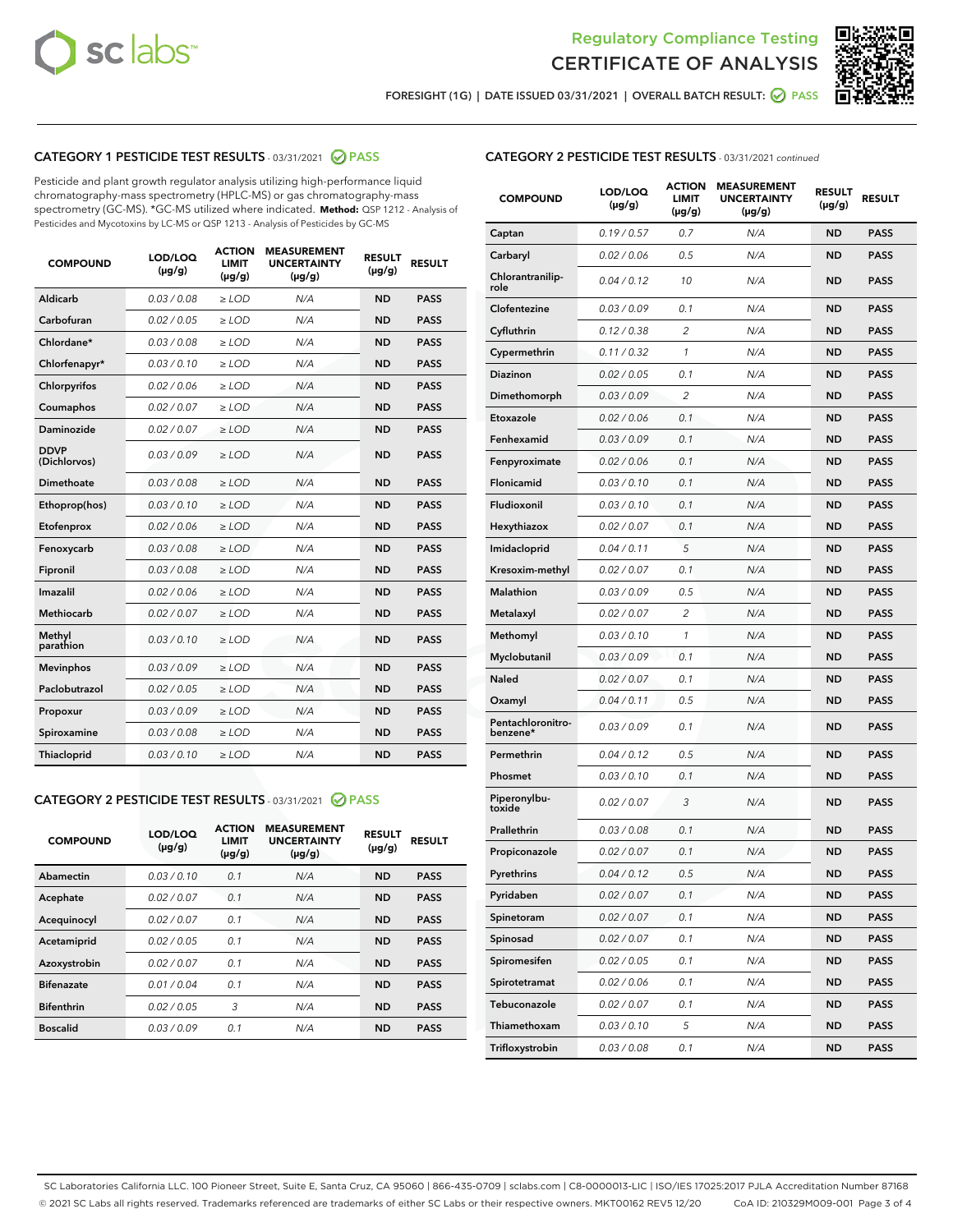Regulatory Compliance Testing
# CERTIFICATE OF ANALYSIS

FORESIGHT (1G) | DATE ISSUED 03/31/2021 | OVERALL BATCH RESULT: PASS

## CATEGORY 1 PESTICIDE TEST RESULTS - 03/31/2021 PASS

Pesticide and plant growth regulator analysis utilizing high-performance liquid chromatography-mass spectrometry (HPLC-MS) or gas chromatography-mass spectrometry (GC-MS). *GC-MS utilized where indicated. **Method:** QSP 1212 - Analysis of Pesticides and Mycotoxins by LC-MS or QSP 1213 - Analysis of Pesticides by GC-MS

| COMPOUND | LOD/LOQ (µg/g) | ACTION LIMIT (µg/g) | MEASUREMENT UNCERTAINTY (µg/g) | RESULT (µg/g) | RESULT |
|---|---|---|---|---|---|
| Aldicarb | 0.03 / 0.08 | ≥ LOD | N/A | ND | PASS |
| Carbofuran | 0.02 / 0.05 | ≥ LOD | N/A | ND | PASS |
| Chlordane* | 0.03 / 0.08 | ≥ LOD | N/A | ND | PASS |
| Chlorfenapyr* | 0.03 / 0.10 | ≥ LOD | N/A | ND | PASS |
| Chlorpyrifos | 0.02 / 0.06 | ≥ LOD | N/A | ND | PASS |
| Coumaphos | 0.02 / 0.07 | ≥ LOD | N/A | ND | PASS |
| Daminozide | 0.02 / 0.07 | ≥ LOD | N/A | ND | PASS |
| DDVP (Dichlorvos) | 0.03 / 0.09 | ≥ LOD | N/A | ND | PASS |
| Dimethoate | 0.03 / 0.08 | ≥ LOD | N/A | ND | PASS |
| Ethoprop(hos) | 0.03 / 0.10 | ≥ LOD | N/A | ND | PASS |
| Etofenprox | 0.02 / 0.06 | ≥ LOD | N/A | ND | PASS |
| Fenoxycarb | 0.03 / 0.08 | ≥ LOD | N/A | ND | PASS |
| Fipronil | 0.03 / 0.08 | ≥ LOD | N/A | ND | PASS |
| Imazalil | 0.02 / 0.06 | ≥ LOD | N/A | ND | PASS |
| Methiocarb | 0.02 / 0.07 | ≥ LOD | N/A | ND | PASS |
| Methyl parathion | 0.03 / 0.10 | ≥ LOD | N/A | ND | PASS |
| Mevinphos | 0.03 / 0.09 | ≥ LOD | N/A | ND | PASS |
| Paclobutrazol | 0.02 / 0.05 | ≥ LOD | N/A | ND | PASS |
| Propoxur | 0.03 / 0.09 | ≥ LOD | N/A | ND | PASS |
| Spiroxamine | 0.03 / 0.08 | ≥ LOD | N/A | ND | PASS |
| Thiacloprid | 0.03 / 0.10 | ≥ LOD | N/A | ND | PASS |

## CATEGORY 2 PESTICIDE TEST RESULTS - 03/31/2021 PASS

| COMPOUND | LOD/LOQ (µg/g) | ACTION LIMIT (µg/g) | MEASUREMENT UNCERTAINTY (µg/g) | RESULT (µg/g) | RESULT |
|---|---|---|---|---|---|
| Abamectin | 0.03 / 0.10 | 0.1 | N/A | ND | PASS |
| Acephate | 0.02 / 0.07 | 0.1 | N/A | ND | PASS |
| Acequinocyl | 0.02 / 0.07 | 0.1 | N/A | ND | PASS |
| Acetamiprid | 0.02 / 0.05 | 0.1 | N/A | ND | PASS |
| Azoxystrobin | 0.02 / 0.07 | 0.1 | N/A | ND | PASS |
| Bifenazate | 0.01 / 0.04 | 0.1 | N/A | ND | PASS |
| Bifenthrin | 0.02 / 0.05 | 3 | N/A | ND | PASS |
| Boscalid | 0.03 / 0.09 | 0.1 | N/A | ND | PASS |
| Captan | 0.19 / 0.57 | 0.7 | N/A | ND | PASS |
| Carbaryl | 0.02 / 0.06 | 0.5 | N/A | ND | PASS |
| Chlorantraniliprole | 0.04 / 0.12 | 10 | N/A | ND | PASS |
| Clofentezine | 0.03 / 0.09 | 0.1 | N/A | ND | PASS |
| Cyfluthrin | 0.12 / 0.38 | 2 | N/A | ND | PASS |
| Cypermethrin | 0.11 / 0.32 | 1 | N/A | ND | PASS |
| Diazinon | 0.02 / 0.05 | 0.1 | N/A | ND | PASS |
| Dimethomorph | 0.03 / 0.09 | 2 | N/A | ND | PASS |
| Etoxazole | 0.02 / 0.06 | 0.1 | N/A | ND | PASS |
| Fenhexamid | 0.03 / 0.09 | 0.1 | N/A | ND | PASS |
| Fenpyroximate | 0.02 / 0.06 | 0.1 | N/A | ND | PASS |
| Flonicamid | 0.03 / 0.10 | 0.1 | N/A | ND | PASS |
| Fludioxonil | 0.03 / 0.10 | 0.1 | N/A | ND | PASS |
| Hexythiazox | 0.02 / 0.07 | 0.1 | N/A | ND | PASS |
| Imidacloprid | 0.04 / 0.11 | 5 | N/A | ND | PASS |
| Kresoxim-methyl | 0.02 / 0.07 | 0.1 | N/A | ND | PASS |
| Malathion | 0.03 / 0.09 | 0.5 | N/A | ND | PASS |
| Metalaxyl | 0.02 / 0.07 | 2 | N/A | ND | PASS |
| Methomyl | 0.03 / 0.10 | 1 | N/A | ND | PASS |
| Myclobutanil | 0.03 / 0.09 | 0.1 | N/A | ND | PASS |
| Naled | 0.02 / 0.07 | 0.1 | N/A | ND | PASS |
| Oxamyl | 0.04 / 0.11 | 0.5 | N/A | ND | PASS |
| Pentachloronitrobenzene* | 0.03 / 0.09 | 0.1 | N/A | ND | PASS |
| Permethrin | 0.04 / 0.12 | 0.5 | N/A | ND | PASS |
| Phosmet | 0.03 / 0.10 | 0.1 | N/A | ND | PASS |
| Piperonylbutoxide | 0.02 / 0.07 | 3 | N/A | ND | PASS |
| Prallethrin | 0.03 / 0.08 | 0.1 | N/A | ND | PASS |
| Propiconazole | 0.02 / 0.07 | 0.1 | N/A | ND | PASS |
| Pyrethrins | 0.04 / 0.12 | 0.5 | N/A | ND | PASS |
| Pyridaben | 0.02 / 0.07 | 0.1 | N/A | ND | PASS |
| Spinetoram | 0.02 / 0.07 | 0.1 | N/A | ND | PASS |
| Spinosad | 0.02 / 0.07 | 0.1 | N/A | ND | PASS |
| Spiromesifen | 0.02 / 0.05 | 0.1 | N/A | ND | PASS |
| Spirotetramat | 0.02 / 0.06 | 0.1 | N/A | ND | PASS |
| Tebuconazole | 0.02 / 0.07 | 0.1 | N/A | ND | PASS |
| Thiamethoxam | 0.03 / 0.10 | 5 | N/A | ND | PASS |
| Trifloxystrobin | 0.03 / 0.08 | 0.1 | N/A | ND | PASS |

SC Laboratories California LLC. 100 Pioneer Street, Suite E, Santa Cruz, CA 95060 | 866-435-0709 | sclabs.com | C8-0000013-LIC | ISO/IES 17025:2017 PJLA Accreditation Number 87168
© 2021 SC Labs all rights reserved. Trademarks referenced are trademarks of either SC Labs or their respective owners. MKT00162 REV5 12/20 CoA ID: 210329M009-001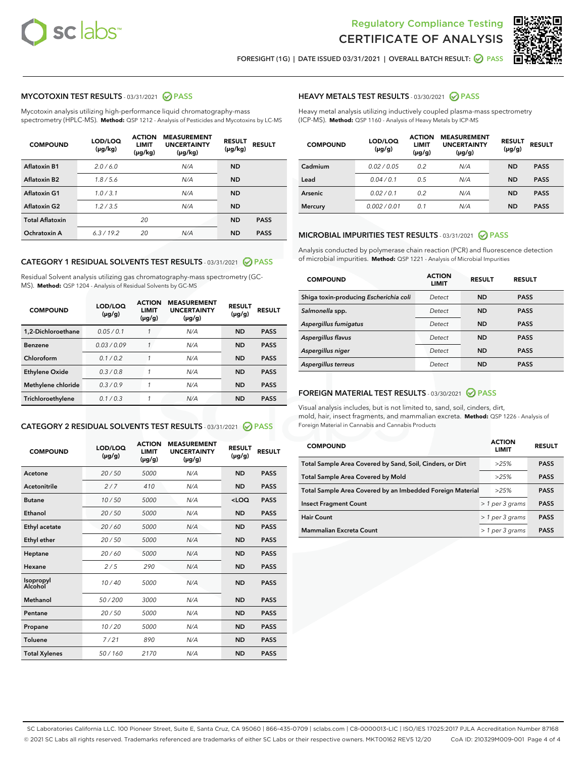Regulatory Compliance Testing
# CERTIFICATE OF ANALYSIS

FORESIGHT (1G) | DATE ISSUED 03/31/2021 | OVERALL BATCH RESULT: PASS

## MYCOTOXIN TEST RESULTS - 03/31/2021 PASS

Mycotoxin analysis utilizing high-performance liquid chromatography-mass spectrometry (HPLC-MS). **Method:** QSP 1212 - Analysis of Pesticides and Mycotoxins by LC-MS

| COMPOUND | LOD/LOQ (µg/kg) | ACTION LIMIT (µg/kg) | MEASUREMENT UNCERTAINTY (µg/kg) | RESULT (µg/kg) | RESULT |
|---|---|---|---|---|---|
| Aflatoxin B1 | 2.0 / 6.0 | | N/A | ND | |
| Aflatoxin B2 | 1.8 / 5.6 | | N/A | ND | |
| Aflatoxin G1 | 1.0 / 3.1 | | N/A | ND | |
| Aflatoxin G2 | 1.2 / 3.5 | | N/A | ND | |
| Total Aflatoxin | | 20 | | ND | PASS |
| Ochratoxin A | 6.3 / 19.2 | 20 | N/A | ND | PASS |

## CATEGORY 1 RESIDUAL SOLVENTS TEST RESULTS - 03/31/2021 PASS

Residual Solvent analysis utilizing gas chromatography-mass spectrometry (GC-MS). **Method:** QSP 1204 - Analysis of Residual Solvents by GC-MS

| COMPOUND | LOD/LOQ (µg/g) | ACTION LIMIT (µg/g) | MEASUREMENT UNCERTAINTY (µg/g) | RESULT (µg/g) | RESULT |
|---|---|---|---|---|---|
| 1,2-Dichloroethane | 0.05 / 0.1 | 1 | N/A | ND | PASS |
| Benzene | 0.03 / 0.09 | 1 | N/A | ND | PASS |
| Chloroform | 0.1 / 0.2 | 1 | N/A | ND | PASS |
| Ethylene Oxide | 0.3 / 0.8 | 1 | N/A | ND | PASS |
| Methylene chloride | 0.3 / 0.9 | 1 | N/A | ND | PASS |
| Trichloroethylene | 0.1 / 0.3 | 1 | N/A | ND | PASS |

## CATEGORY 2 RESIDUAL SOLVENTS TEST RESULTS - 03/31/2021 PASS

| COMPOUND | LOD/LOQ (µg/g) | ACTION LIMIT (µg/g) | MEASUREMENT UNCERTAINTY (µg/g) | RESULT (µg/g) | RESULT |
|---|---|---|---|---|---|
| Acetone | 20 / 50 | 5000 | N/A | ND | PASS |
| Acetonitrile | 2 / 7 | 410 | N/A | ND | PASS |
| Butane | 10 / 50 | 5000 | N/A | <LOQ | PASS |
| Ethanol | 20 / 50 | 5000 | N/A | ND | PASS |
| Ethyl acetate | 20 / 60 | 5000 | N/A | ND | PASS |
| Ethyl ether | 20 / 50 | 5000 | N/A | ND | PASS |
| Heptane | 20 / 60 | 5000 | N/A | ND | PASS |
| Hexane | 2 / 5 | 290 | N/A | ND | PASS |
| Isopropyl Alcohol | 10 / 40 | 5000 | N/A | ND | PASS |
| Methanol | 50 / 200 | 3000 | N/A | ND | PASS |
| Pentane | 20 / 50 | 5000 | N/A | ND | PASS |
| Propane | 10 / 20 | 5000 | N/A | ND | PASS |
| Toluene | 7 / 21 | 890 | N/A | ND | PASS |
| Total Xylenes | 50 / 160 | 2170 | N/A | ND | PASS |

## HEAVY METALS TEST RESULTS - 03/30/2021 PASS

Heavy metal analysis utilizing inductively coupled plasma-mass spectrometry (ICP-MS). **Method:** QSP 1160 - Analysis of Heavy Metals by ICP-MS

| COMPOUND | LOD/LOQ (µg/g) | ACTION LIMIT (µg/g) | MEASUREMENT UNCERTAINTY (µg/g) | RESULT (µg/g) | RESULT |
|---|---|---|---|---|---|
| Cadmium | 0.02 / 0.05 | 0.2 | N/A | ND | PASS |
| Lead | 0.04 / 0.1 | 0.5 | N/A | ND | PASS |
| Arsenic | 0.02 / 0.1 | 0.2 | N/A | ND | PASS |
| Mercury | 0.002 / 0.01 | 0.1 | N/A | ND | PASS |

## MICROBIAL IMPURITIES TEST RESULTS - 03/31/2021 PASS

Analysis conducted by polymerase chain reaction (PCR) and fluorescence detection of microbial impurities. **Method:** QSP 1221 - Analysis of Microbial Impurities

| COMPOUND | ACTION LIMIT | RESULT | RESULT |
|---|---|---|---|
| *Shiga toxin-producing Escherichia coli* | Detect | ND | PASS |
| *Salmonella* spp. | Detect | ND | PASS |
| *Aspergillus fumigatus* | Detect | ND | PASS |
| *Aspergillus flavus* | Detect | ND | PASS |
| *Aspergillus niger* | Detect | ND | PASS |
| *Aspergillus terreus* | Detect | ND | PASS |

## FOREIGN MATERIAL TEST RESULTS - 03/30/2021 PASS

Visual analysis includes, but is not limited to, sand, soil, cinders, dirt, mold, hair, insect fragments, and mammalian excreta. **Method:** QSP 1226 - Analysis of Foreign Material in Cannabis and Cannabis Products

| COMPOUND | ACTION LIMIT | RESULT |
|---|---|---|
| Total Sample Area Covered by Sand, Soil, Cinders, or Dirt | >25% | PASS |
| Total Sample Area Covered by Mold | >25% | PASS |
| Total Sample Area Covered by an Imbedded Foreign Material | >25% | PASS |
| Insect Fragment Count | > 1 per 3 grams | PASS |
| Hair Count | > 1 per 3 grams | PASS |
| Mammalian Excreta Count | > 1 per 3 grams | PASS |

SC Laboratories California LLC. 100 Pioneer Street, Suite E, Santa Cruz, CA 95060 | 866-435-0709 | sclabs.com | C8-0000013-LIC | ISO/IES 17025:2017 PJLA Accreditation Number 87168
© 2021 SC Labs all rights reserved. Trademarks referenced are trademarks of either SC Labs or their respective owners. MKT00162 REV5 12/20 CoA ID: 210329M009-001